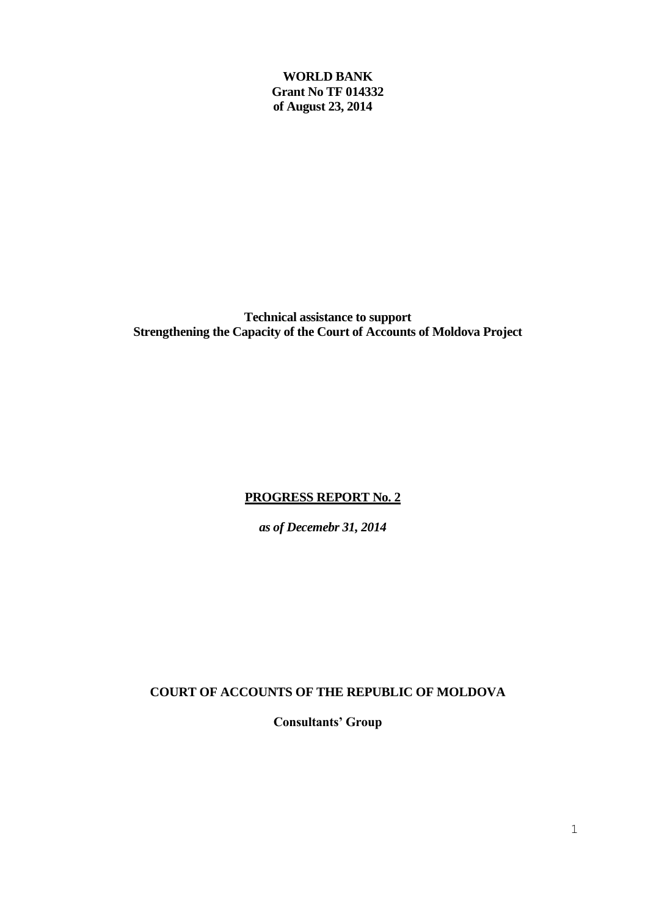**WORLD BANK**
**Grant No TF 014332**
**of August 23, 2014**

**Technical assistance to support**
**Strengthening the Capacity of the Court of Accounts of Moldova Project**

# PROGRESS REPORT No. 2

***as of Decemebr 31, 2014***

**COURT OF ACCOUNTS OF THE REPUBLIC OF MOLDOVA**

**Consultants' Group**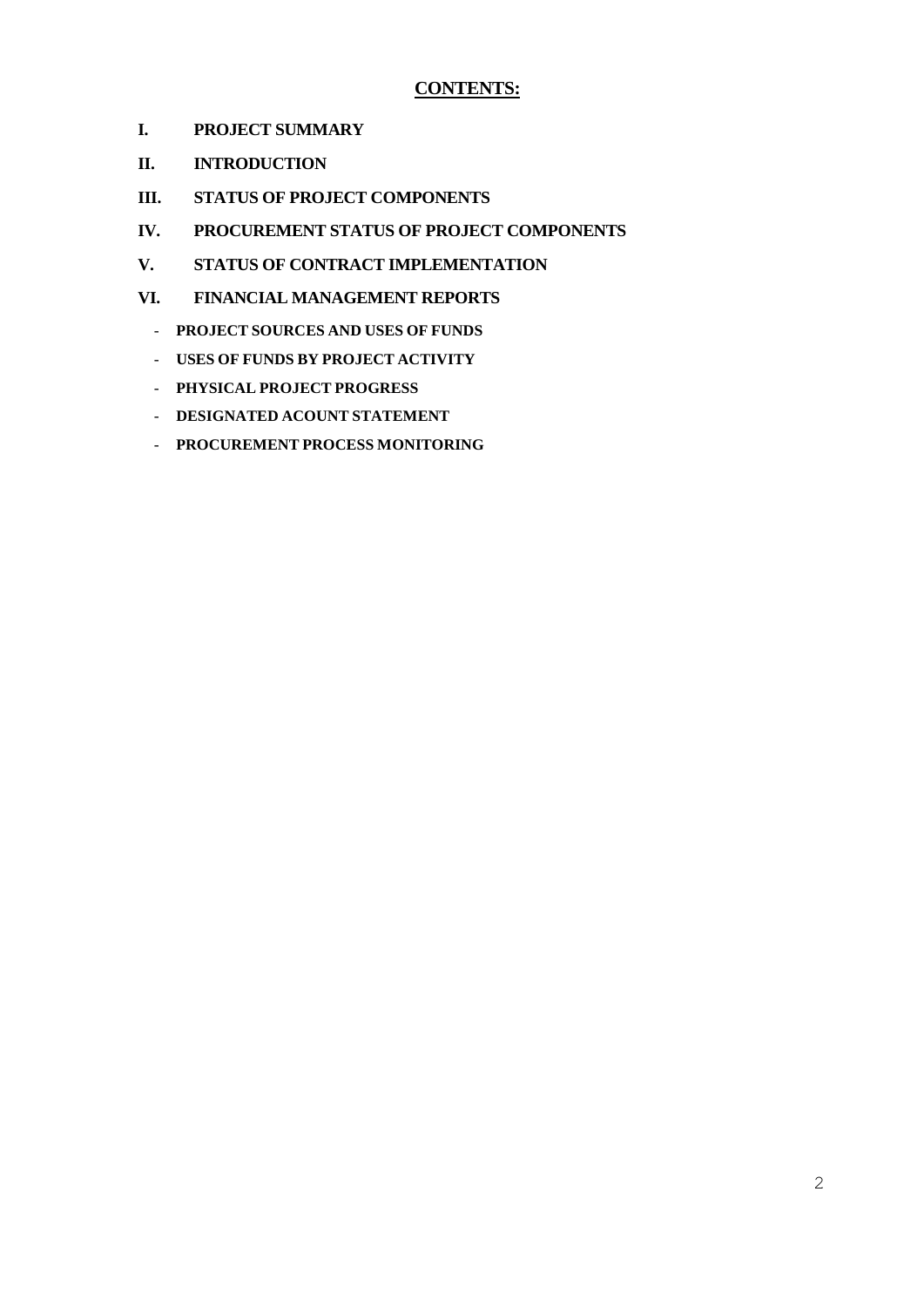## CONTENTS:

**I. PROJECT SUMMARY**

**II. INTRODUCTION**

**III. STATUS OF PROJECT COMPONENTS**

**IV. PROCUREMENT STATUS OF PROJECT COMPONENTS**

**V. STATUS OF CONTRACT IMPLEMENTATION**

**VI. FINANCIAL MANAGEMENT REPORTS**

- **PROJECT SOURCES AND USES OF FUNDS**
- **USES OF FUNDS BY PROJECT ACTIVITY**
- **PHYSICAL PROJECT PROGRESS**
- **DESIGNATED ACOUNT STATEMENT**
- **PROCUREMENT PROCESS MONITORING**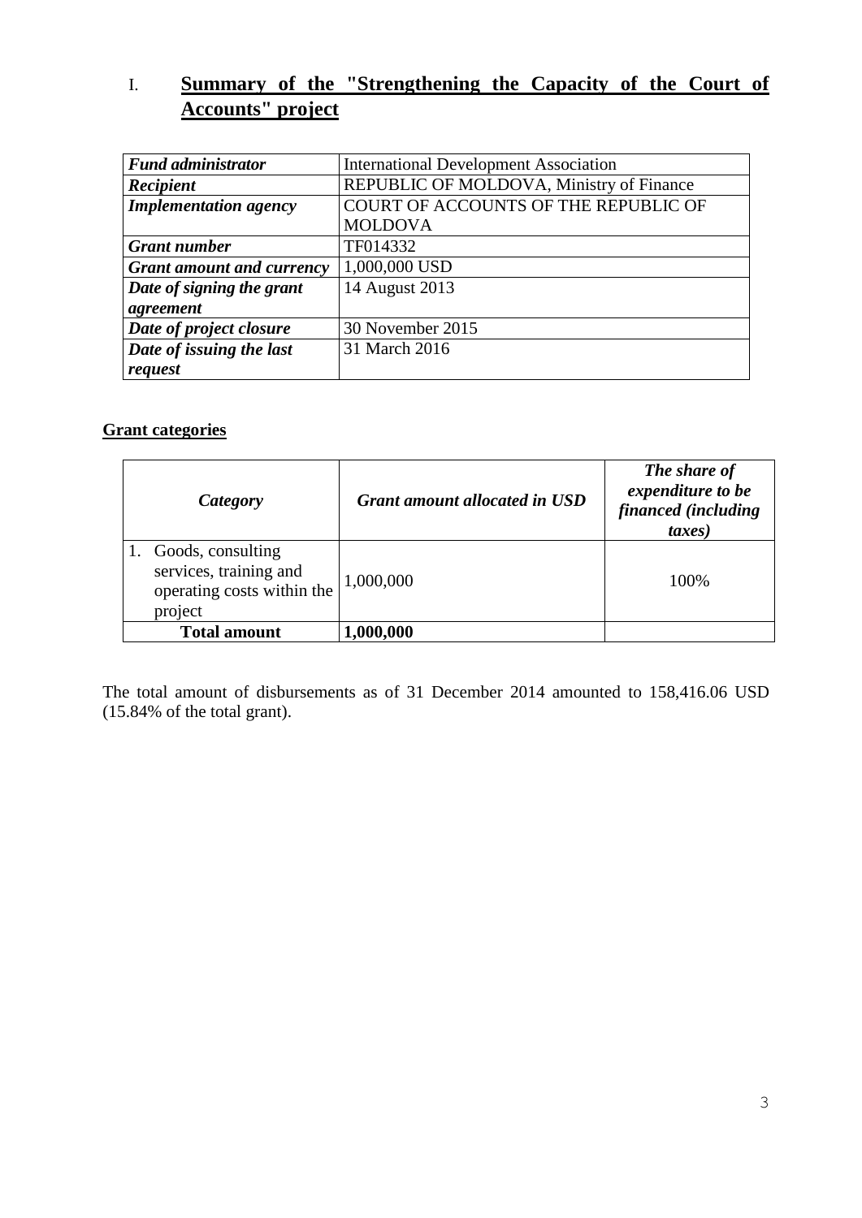## I. Summary of the "Strengthening the Capacity of the Court of Accounts" project

| *Fund administrator* | International Development Association |
|---|---|
| *Recipient* | REPUBLIC OF MOLDOVA, Ministry of Finance |
| *Implementation agency* | COURT OF ACCOUNTS OF THE REPUBLIC OF MOLDOVA |
| *Grant number* | TF014332 |
| *Grant amount and currency* | 1,000,000 USD |
| *Date of signing the grant agreement* | 14 August 2013 |
| *Date of project closure* | 30 November 2015 |
| *Date of issuing the last request* | 31 March 2016 |

**Grant categories**

| *Category* | *Grant amount allocated in USD* | *The share of expenditure to be financed (including taxes)* |
|---|---|---|
| 1. Goods, consulting services, training and operating costs within the project | 1,000,000 | 100% |
| **Total amount** | **1,000,000** | |

The total amount of disbursements as of 31 December 2014 amounted to 158,416.06 USD (15.84% of the total grant).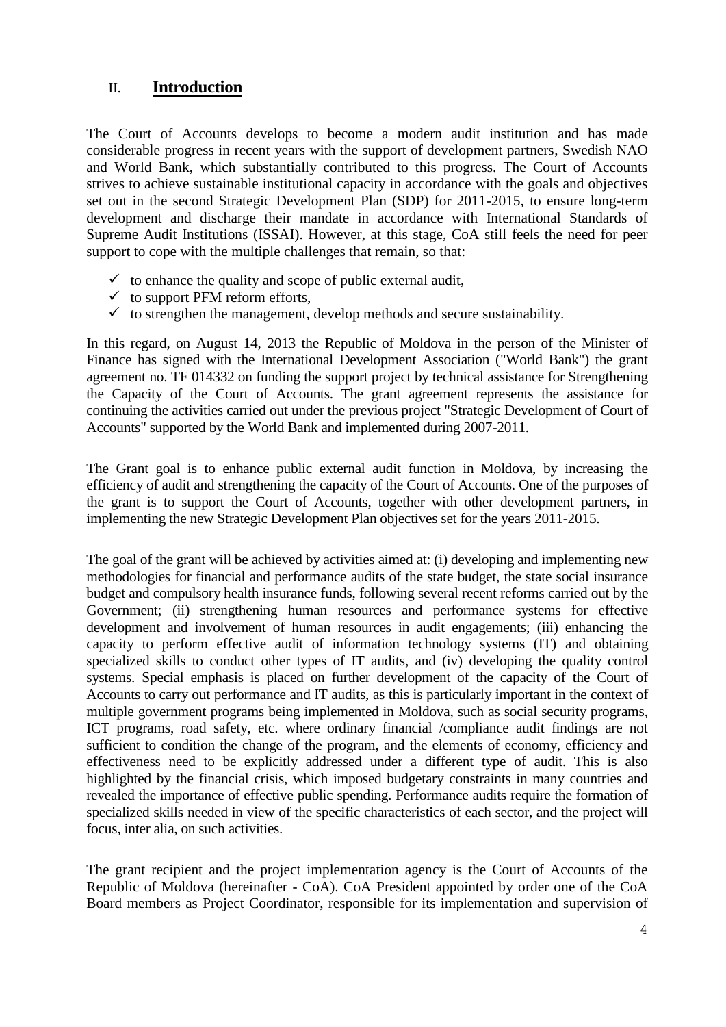## II. **Introduction**

The Court of Accounts develops to become a modern audit institution and has made considerable progress in recent years with the support of development partners, Swedish NAO and World Bank, which substantially contributed to this progress. The Court of Accounts strives to achieve sustainable institutional capacity in accordance with the goals and objectives set out in the second Strategic Development Plan (SDP) for 2011-2015, to ensure long-term development and discharge their mandate in accordance with International Standards of Supreme Audit Institutions (ISSAI). However, at this stage, CoA still feels the need for peer support to cope with the multiple challenges that remain, so that:

- ✓ to enhance the quality and scope of public external audit,
- ✓ to support PFM reform efforts,
- ✓ to strengthen the management, develop methods and secure sustainability.

In this regard, on August 14, 2013 the Republic of Moldova in the person of the Minister of Finance has signed with the International Development Association ("World Bank") the grant agreement no. TF 014332 on funding the support project by technical assistance for Strengthening the Capacity of the Court of Accounts. The grant agreement represents the assistance for continuing the activities carried out under the previous project "Strategic Development of Court of Accounts" supported by the World Bank and implemented during 2007-2011.

The Grant goal is to enhance public external audit function in Moldova, by increasing the efficiency of audit and strengthening the capacity of the Court of Accounts. One of the purposes of the grant is to support the Court of Accounts, together with other development partners, in implementing the new Strategic Development Plan objectives set for the years 2011-2015.

The goal of the grant will be achieved by activities aimed at: (i) developing and implementing new methodologies for financial and performance audits of the state budget, the state social insurance budget and compulsory health insurance funds, following several recent reforms carried out by the Government; (ii) strengthening human resources and performance systems for effective development and involvement of human resources in audit engagements; (iii) enhancing the capacity to perform effective audit of information technology systems (IT) and obtaining specialized skills to conduct other types of IT audits, and (iv) developing the quality control systems. Special emphasis is placed on further development of the capacity of the Court of Accounts to carry out performance and IT audits, as this is particularly important in the context of multiple government programs being implemented in Moldova, such as social security programs, ICT programs, road safety, etc. where ordinary financial /compliance audit findings are not sufficient to condition the change of the program, and the elements of economy, efficiency and effectiveness need to be explicitly addressed under a different type of audit. This is also highlighted by the financial crisis, which imposed budgetary constraints in many countries and revealed the importance of effective public spending. Performance audits require the formation of specialized skills needed in view of the specific characteristics of each sector, and the project will focus, inter alia, on such activities.

The grant recipient and the project implementation agency is the Court of Accounts of the Republic of Moldova (hereinafter - CoA). CoA President appointed by order one of the CoA Board members as Project Coordinator, responsible for its implementation and supervision of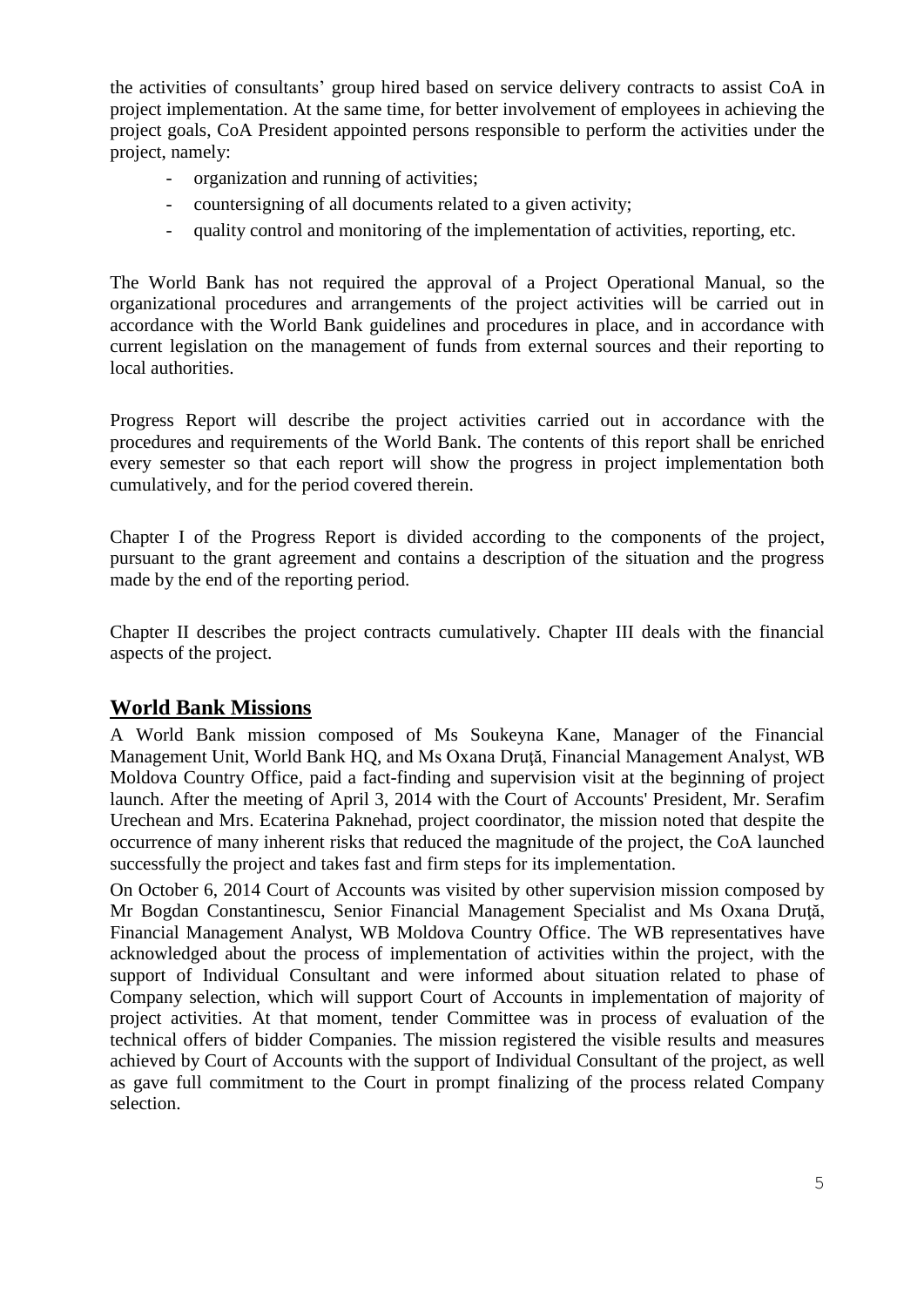the activities of consultants' group hired based on service delivery contracts to assist CoA in project implementation. At the same time, for better involvement of employees in achieving the project goals, CoA President appointed persons responsible to perform the activities under the project, namely:

- organization and running of activities;
- countersigning of all documents related to a given activity;
- quality control and monitoring of the implementation of activities, reporting, etc.

The World Bank has not required the approval of a Project Operational Manual, so the organizational procedures and arrangements of the project activities will be carried out in accordance with the World Bank guidelines and procedures in place, and in accordance with current legislation on the management of funds from external sources and their reporting to local authorities.

Progress Report will describe the project activities carried out in accordance with the procedures and requirements of the World Bank. The contents of this report shall be enriched every semester so that each report will show the progress in project implementation both cumulatively, and for the period covered therein.

Chapter I of the Progress Report is divided according to the components of the project, pursuant to the grant agreement and contains a description of the situation and the progress made by the end of the reporting period.

Chapter II describes the project contracts cumulatively. Chapter III deals with the financial aspects of the project.

## World Bank Missions

A World Bank mission composed of Ms Soukeyna Kane, Manager of the Financial Management Unit, World Bank HQ, and Ms Oxana Druţă, Financial Management Analyst, WB Moldova Country Office, paid a fact-finding and supervision visit at the beginning of project launch. After the meeting of April 3, 2014 with the Court of Accounts' President, Mr. Serafim Urechean and Mrs. Ecaterina Paknehad, project coordinator, the mission noted that despite the occurrence of many inherent risks that reduced the magnitude of the project, the CoA launched successfully the project and takes fast and firm steps for its implementation.

On October 6, 2014 Court of Accounts was visited by other supervision mission composed by Mr Bogdan Constantinescu, Senior Financial Management Specialist and Ms Oxana Druţă, Financial Management Analyst, WB Moldova Country Office. The WB representatives have acknowledged about the process of implementation of activities within the project, with the support of Individual Consultant and were informed about situation related to phase of Company selection, which will support Court of Accounts in implementation of majority of project activities. At that moment, tender Committee was in process of evaluation of the technical offers of bidder Companies. The mission registered the visible results and measures achieved by Court of Accounts with the support of Individual Consultant of the project, as well as gave full commitment to the Court in prompt finalizing of the process related Company selection.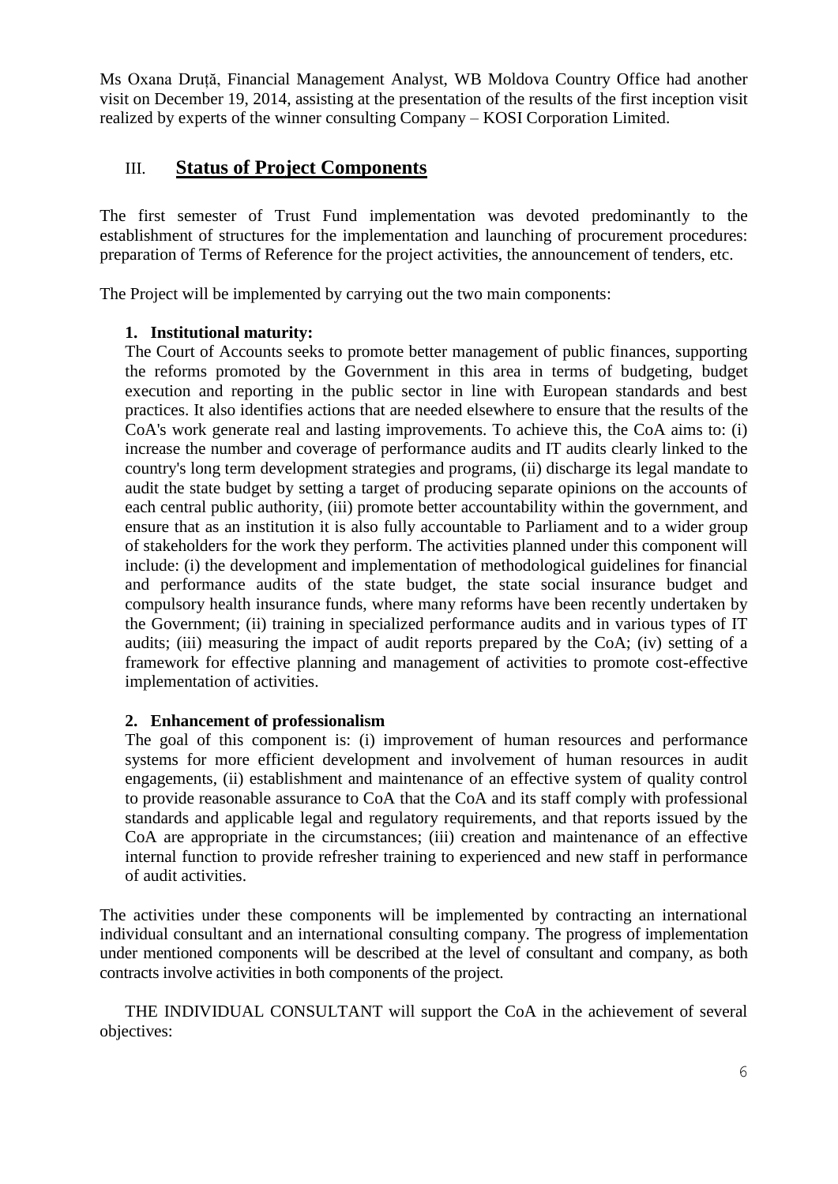Ms Oxana Druță, Financial Management Analyst, WB Moldova Country Office had another visit on December 19, 2014, assisting at the presentation of the results of the first inception visit realized by experts of the winner consulting Company – KOSI Corporation Limited.

## III. Status of Project Components

The first semester of Trust Fund implementation was devoted predominantly to the establishment of structures for the implementation and launching of procurement procedures: preparation of Terms of Reference for the project activities, the announcement of tenders, etc.

The Project will be implemented by carrying out the two main components:

1. **Institutional maturity:**
   The Court of Accounts seeks to promote better management of public finances, supporting the reforms promoted by the Government in this area in terms of budgeting, budget execution and reporting in the public sector in line with European standards and best practices. It also identifies actions that are needed elsewhere to ensure that the results of the CoA's work generate real and lasting improvements. To achieve this, the CoA aims to: (i) increase the number and coverage of performance audits and IT audits clearly linked to the country's long term development strategies and programs, (ii) discharge its legal mandate to audit the state budget by setting a target of producing separate opinions on the accounts of each central public authority, (iii) promote better accountability within the government, and ensure that as an institution it is also fully accountable to Parliament and to a wider group of stakeholders for the work they perform. The activities planned under this component will include: (i) the development and implementation of methodological guidelines for financial and performance audits of the state budget, the state social insurance budget and compulsory health insurance funds, where many reforms have been recently undertaken by the Government; (ii) training in specialized performance audits and in various types of IT audits; (iii) measuring the impact of audit reports prepared by the CoA; (iv) setting of a framework for effective planning and management of activities to promote cost-effective implementation of activities.

2. **Enhancement of professionalism**
   The goal of this component is: (i) improvement of human resources and performance systems for more efficient development and involvement of human resources in audit engagements, (ii) establishment and maintenance of an effective system of quality control to provide reasonable assurance to CoA that the CoA and its staff comply with professional standards and applicable legal and regulatory requirements, and that reports issued by the CoA are appropriate in the circumstances; (iii) creation and maintenance of an effective internal function to provide refresher training to experienced and new staff in performance of audit activities.

The activities under these components will be implemented by contracting an international individual consultant and an international consulting company. The progress of implementation under mentioned components will be described at the level of consultant and company, as both contracts involve activities in both components of the project.

THE INDIVIDUAL CONSULTANT will support the CoA in the achievement of several objectives: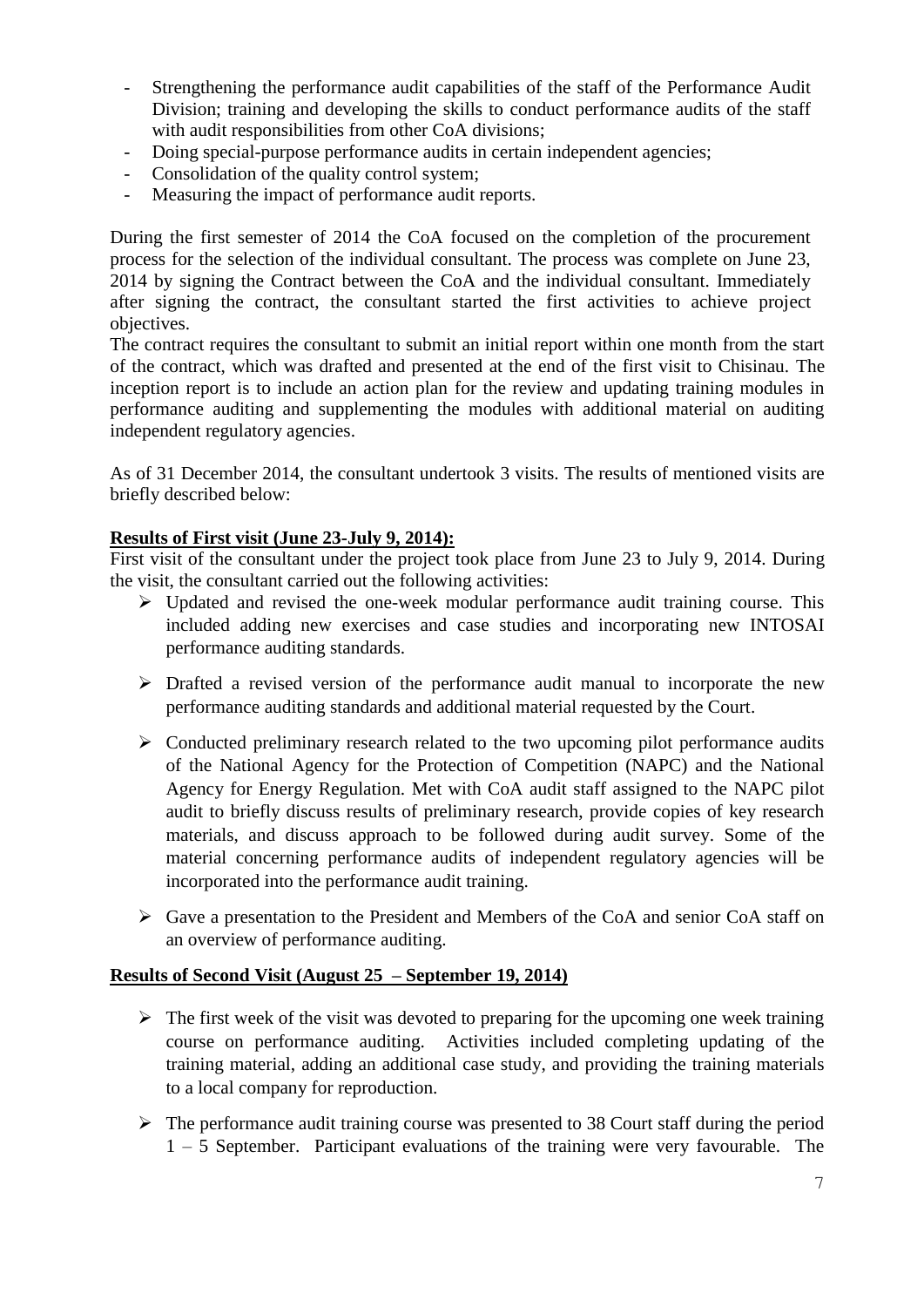- Strengthening the performance audit capabilities of the staff of the Performance Audit Division; training and developing the skills to conduct performance audits of the staff with audit responsibilities from other CoA divisions;
- Doing special-purpose performance audits in certain independent agencies;
- Consolidation of the quality control system;
- Measuring the impact of performance audit reports.

During the first semester of 2014 the CoA focused on the completion of the procurement process for the selection of the individual consultant. The process was complete on June 23, 2014 by signing the Contract between the CoA and the individual consultant. Immediately after signing the contract, the consultant started the first activities to achieve project objectives.

The contract requires the consultant to submit an initial report within one month from the start of the contract, which was drafted and presented at the end of the first visit to Chisinau. The inception report is to include an action plan for the review and updating training modules in performance auditing and supplementing the modules with additional material on auditing independent regulatory agencies.

As of 31 December 2014, the consultant undertook 3 visits. The results of mentioned visits are briefly described below:

**Results of First visit (June 23-July 9, 2014):**

First visit of the consultant under the project took place from June 23 to July 9, 2014. During the visit, the consultant carried out the following activities:

- Updated and revised the one-week modular performance audit training course. This included adding new exercises and case studies and incorporating new INTOSAI performance auditing standards.
- Drafted a revised version of the performance audit manual to incorporate the new performance auditing standards and additional material requested by the Court.
- Conducted preliminary research related to the two upcoming pilot performance audits of the National Agency for the Protection of Competition (NAPC) and the National Agency for Energy Regulation. Met with CoA audit staff assigned to the NAPC pilot audit to briefly discuss results of preliminary research, provide copies of key research materials, and discuss approach to be followed during audit survey. Some of the material concerning performance audits of independent regulatory agencies will be incorporated into the performance audit training.
- Gave a presentation to the President and Members of the CoA and senior CoA staff on an overview of performance auditing.

**Results of Second Visit (August 25 – September 19, 2014)**

- The first week of the visit was devoted to preparing for the upcoming one week training course on performance auditing. Activities included completing updating of the training material, adding an additional case study, and providing the training materials to a local company for reproduction.
- The performance audit training course was presented to 38 Court staff during the period 1 – 5 September. Participant evaluations of the training were very favourable. The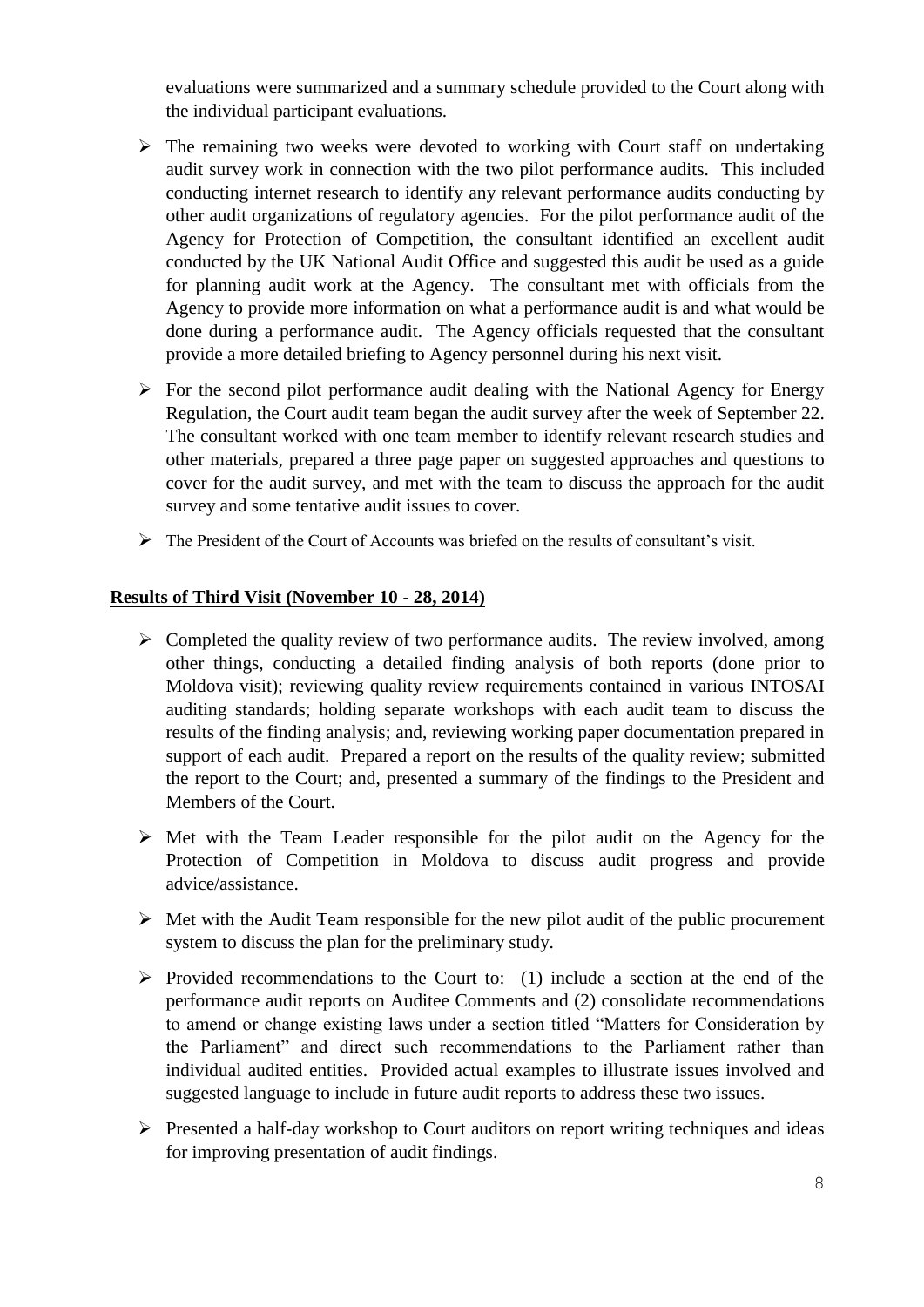evaluations were summarized and a summary schedule provided to the Court along with the individual participant evaluations.

- The remaining two weeks were devoted to working with Court staff on undertaking audit survey work in connection with the two pilot performance audits. This included conducting internet research to identify any relevant performance audits conducting by other audit organizations of regulatory agencies. For the pilot performance audit of the Agency for Protection of Competition, the consultant identified an excellent audit conducted by the UK National Audit Office and suggested this audit be used as a guide for planning audit work at the Agency. The consultant met with officials from the Agency to provide more information on what a performance audit is and what would be done during a performance audit. The Agency officials requested that the consultant provide a more detailed briefing to Agency personnel during his next visit.
- For the second pilot performance audit dealing with the National Agency for Energy Regulation, the Court audit team began the audit survey after the week of September 22. The consultant worked with one team member to identify relevant research studies and other materials, prepared a three page paper on suggested approaches and questions to cover for the audit survey, and met with the team to discuss the approach for the audit survey and some tentative audit issues to cover.
- The President of the Court of Accounts was briefed on the results of consultant's visit.

**Results of Third Visit (November 10 - 28, 2014)**

- Completed the quality review of two performance audits. The review involved, among other things, conducting a detailed finding analysis of both reports (done prior to Moldova visit); reviewing quality review requirements contained in various INTOSAI auditing standards; holding separate workshops with each audit team to discuss the results of the finding analysis; and, reviewing working paper documentation prepared in support of each audit. Prepared a report on the results of the quality review; submitted the report to the Court; and, presented a summary of the findings to the President and Members of the Court.
- Met with the Team Leader responsible for the pilot audit on the Agency for the Protection of Competition in Moldova to discuss audit progress and provide advice/assistance.
- Met with the Audit Team responsible for the new pilot audit of the public procurement system to discuss the plan for the preliminary study.
- Provided recommendations to the Court to: (1) include a section at the end of the performance audit reports on Auditee Comments and (2) consolidate recommendations to amend or change existing laws under a section titled "Matters for Consideration by the Parliament" and direct such recommendations to the Parliament rather than individual audited entities. Provided actual examples to illustrate issues involved and suggested language to include in future audit reports to address these two issues.
- Presented a half-day workshop to Court auditors on report writing techniques and ideas for improving presentation of audit findings.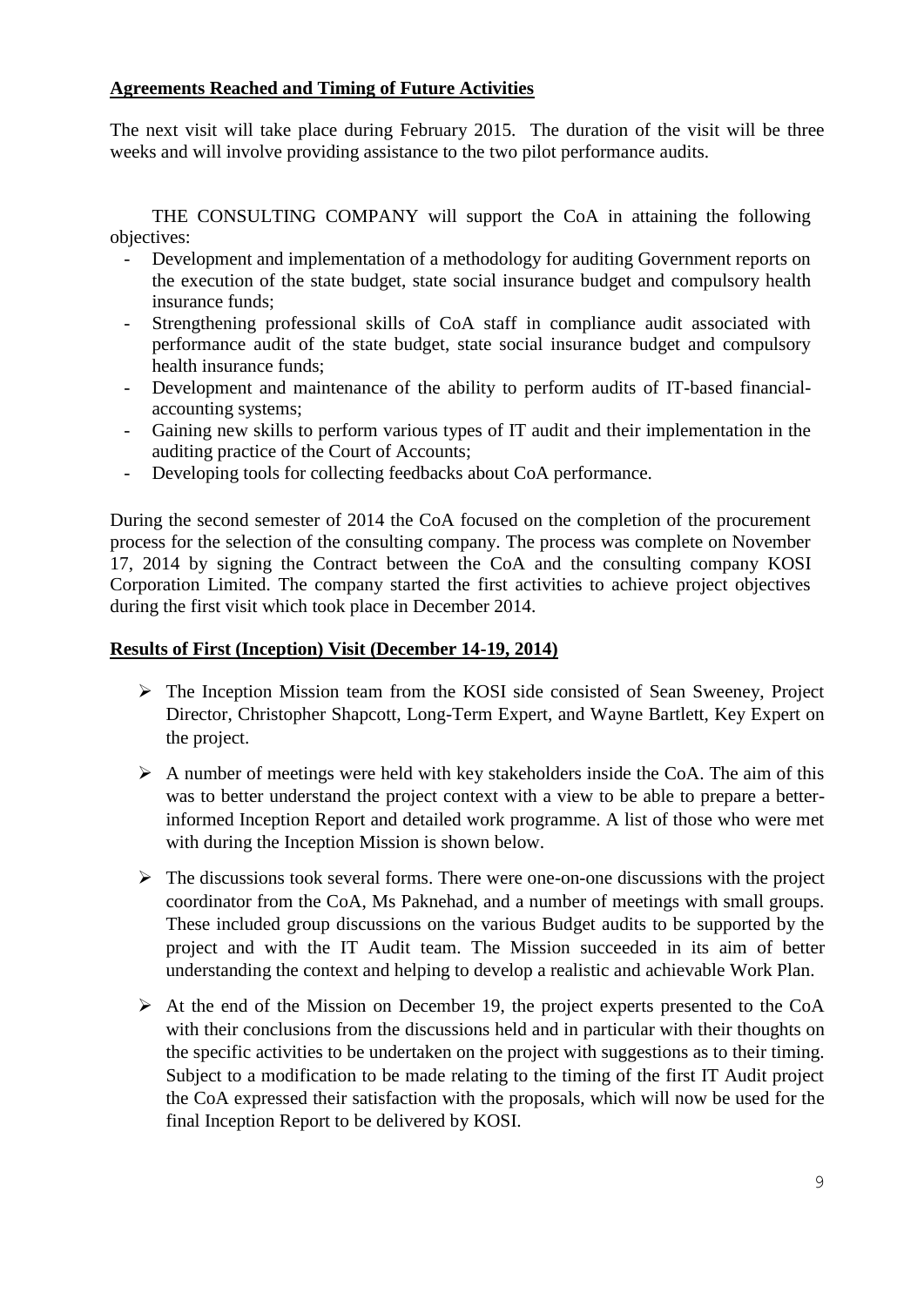**Agreements Reached and Timing of Future Activities**

The next visit will take place during February 2015. The duration of the visit will be three weeks and will involve providing assistance to the two pilot performance audits.

THE CONSULTING COMPANY will support the CoA in attaining the following objectives:

- Development and implementation of a methodology for auditing Government reports on the execution of the state budget, state social insurance budget and compulsory health insurance funds;
- Strengthening professional skills of CoA staff in compliance audit associated with performance audit of the state budget, state social insurance budget and compulsory health insurance funds;
- Development and maintenance of the ability to perform audits of IT-based financial-accounting systems;
- Gaining new skills to perform various types of IT audit and their implementation in the auditing practice of the Court of Accounts;
- Developing tools for collecting feedbacks about CoA performance.

During the second semester of 2014 the CoA focused on the completion of the procurement process for the selection of the consulting company. The process was complete on November 17, 2014 by signing the Contract between the CoA and the consulting company KOSI Corporation Limited. The company started the first activities to achieve project objectives during the first visit which took place in December 2014.

**Results of First (Inception) Visit (December 14-19, 2014)**

- The Inception Mission team from the KOSI side consisted of Sean Sweeney, Project Director, Christopher Shapcott, Long-Term Expert, and Wayne Bartlett, Key Expert on the project.
- A number of meetings were held with key stakeholders inside the CoA. The aim of this was to better understand the project context with a view to be able to prepare a better-informed Inception Report and detailed work programme. A list of those who were met with during the Inception Mission is shown below.
- The discussions took several forms. There were one-on-one discussions with the project coordinator from the CoA, Ms Paknehad, and a number of meetings with small groups. These included group discussions on the various Budget audits to be supported by the project and with the IT Audit team. The Mission succeeded in its aim of better understanding the context and helping to develop a realistic and achievable Work Plan.
- At the end of the Mission on December 19, the project experts presented to the CoA with their conclusions from the discussions held and in particular with their thoughts on the specific activities to be undertaken on the project with suggestions as to their timing. Subject to a modification to be made relating to the timing of the first IT Audit project the CoA expressed their satisfaction with the proposals, which will now be used for the final Inception Report to be delivered by KOSI.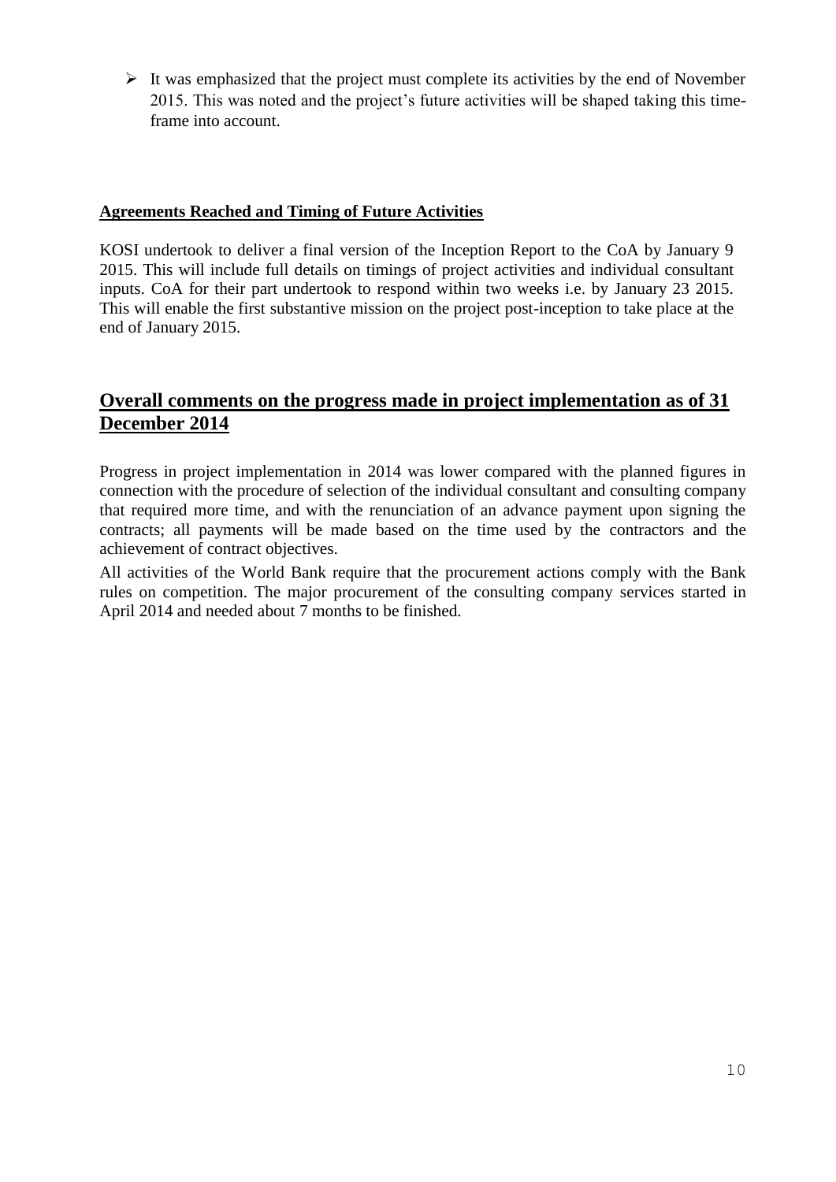- It was emphasized that the project must complete its activities by the end of November 2015. This was noted and the project's future activities will be shaped taking this time-frame into account.

**Agreements Reached and Timing of Future Activities**

KOSI undertook to deliver a final version of the Inception Report to the CoA by January 9 2015. This will include full details on timings of project activities and individual consultant inputs. CoA for their part undertook to respond within two weeks i.e. by January 23 2015. This will enable the first substantive mission on the project post-inception to take place at the end of January 2015.

## Overall comments on the progress made in project implementation as of 31 December 2014

Progress in project implementation in 2014 was lower compared with the planned figures in connection with the procedure of selection of the individual consultant and consulting company that required more time, and with the renunciation of an advance payment upon signing the contracts; all payments will be made based on the time used by the contractors and the achievement of contract objectives.

All activities of the World Bank require that the procurement actions comply with the Bank rules on competition. The major procurement of the consulting company services started in April 2014 and needed about 7 months to be finished.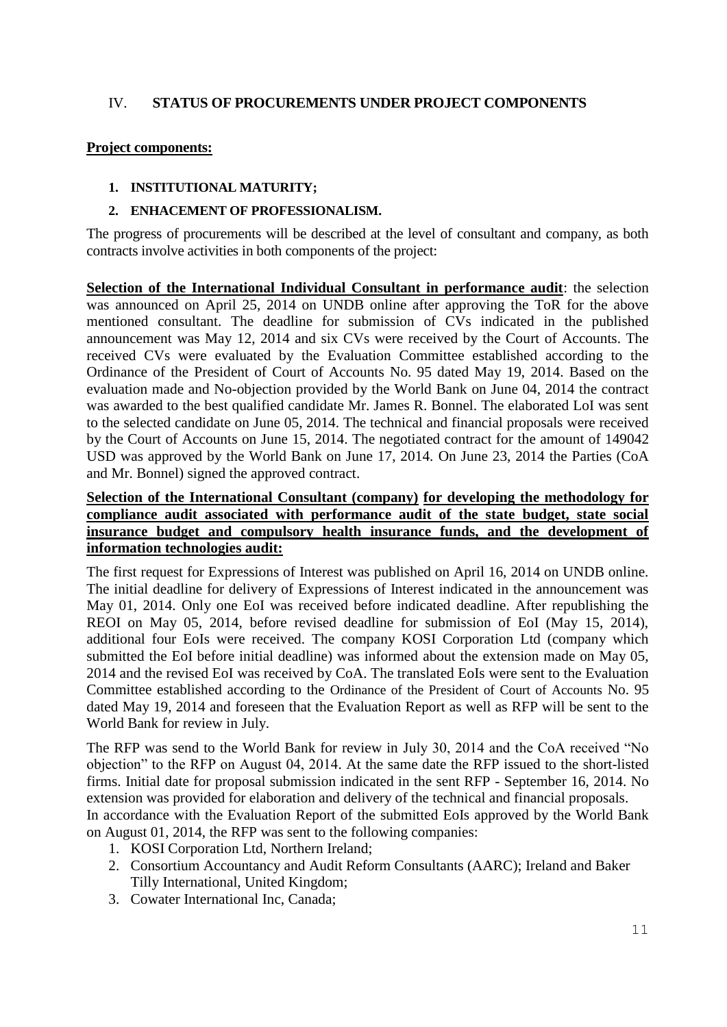## IV. **STATUS OF PROCUREMENTS UNDER PROJECT COMPONENTS**

**Project components:**

1. **INSTITUTIONAL MATURITY;**
2. **ENHACEMENT OF PROFESSIONALISM.**

The progress of procurements will be described at the level of consultant and company, as both contracts involve activities in both components of the project:

**Selection of the International Individual Consultant in performance audit**: the selection was announced on April 25, 2014 on UNDB online after approving the ToR for the above mentioned consultant. The deadline for submission of CVs indicated in the published announcement was May 12, 2014 and six CVs were received by the Court of Accounts. The received CVs were evaluated by the Evaluation Committee established according to the Ordinance of the President of Court of Accounts No. 95 dated May 19, 2014. Based on the evaluation made and No-objection provided by the World Bank on June 04, 2014 the contract was awarded to the best qualified candidate Mr. James R. Bonnel. The elaborated LoI was sent to the selected candidate on June 05, 2014. The technical and financial proposals were received by the Court of Accounts on June 15, 2014. The negotiated contract for the amount of 149042 USD was approved by the World Bank on June 17, 2014. On June 23, 2014 the Parties (CoA and Mr. Bonnel) signed the approved contract.

**Selection of the International Consultant (company) for developing the methodology for compliance audit associated with performance audit of the state budget, state social insurance budget and compulsory health insurance funds, and the development of information technologies audit:**

The first request for Expressions of Interest was published on April 16, 2014 on UNDB online. The initial deadline for delivery of Expressions of Interest indicated in the announcement was May 01, 2014. Only one EoI was received before indicated deadline. After republishing the REOI on May 05, 2014, before revised deadline for submission of EoI (May 15, 2014), additional four EoIs were received. The company KOSI Corporation Ltd (company which submitted the EoI before initial deadline) was informed about the extension made on May 05, 2014 and the revised EoI was received by CoA. The translated EoIs were sent to the Evaluation Committee established according to the Ordinance of the President of Court of Accounts No. 95 dated May 19, 2014 and foreseen that the Evaluation Report as well as RFP will be sent to the World Bank for review in July.

The RFP was send to the World Bank for review in July 30, 2014 and the CoA received "No objection" to the RFP on August 04, 2014. At the same date the RFP issued to the short-listed firms. Initial date for proposal submission indicated in the sent RFP - September 16, 2014. No extension was provided for elaboration and delivery of the technical and financial proposals.
In accordance with the Evaluation Report of the submitted EoIs approved by the World Bank on August 01, 2014, the RFP was sent to the following companies:

1. KOSI Corporation Ltd, Northern Ireland;
2. Consortium Accountancy and Audit Reform Consultants (AARC); Ireland and Baker Tilly International, United Kingdom;
3. Cowater International Inc, Canada;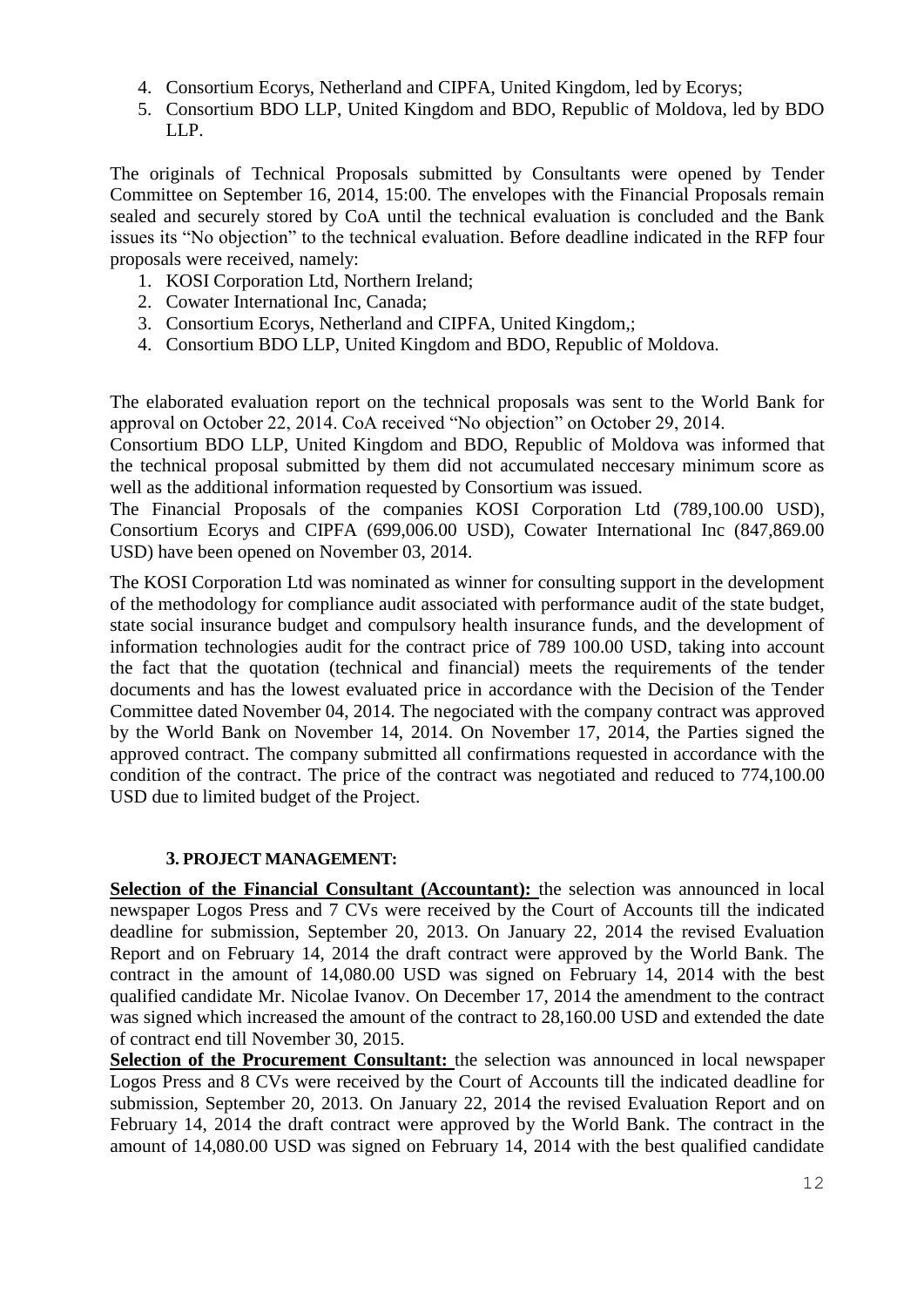4. Consortium Ecorys, Netherland and CIPFA, United Kingdom, led by Ecorys;
5. Consortium BDO LLP, United Kingdom and BDO, Republic of Moldova, led by BDO LLP.

The originals of Technical Proposals submitted by Consultants were opened by Tender Committee on September 16, 2014, 15:00. The envelopes with the Financial Proposals remain sealed and securely stored by CoA until the technical evaluation is concluded and the Bank issues its "No objection" to the technical evaluation. Before deadline indicated in the RFP four proposals were received, namely:

1. KOSI Corporation Ltd, Northern Ireland;
2. Cowater International Inc, Canada;
3. Consortium Ecorys, Netherland and CIPFA, United Kingdom,;
4. Consortium BDO LLP, United Kingdom and BDO, Republic of Moldova.

The elaborated evaluation report on the technical proposals was sent to the World Bank for approval on October 22, 2014. CoA received "No objection" on October 29, 2014.
Consortium BDO LLP, United Kingdom and BDO, Republic of Moldova was informed that the technical proposal submitted by them did not accumulated neccesary minimum score as well as the additional information requested by Consortium was issued.
The Financial Proposals of the companies KOSI Corporation Ltd (789,100.00 USD), Consortium Ecorys and CIPFA (699,006.00 USD), Cowater International Inc (847,869.00 USD) have been opened on November 03, 2014.

The KOSI Corporation Ltd was nominated as winner for consulting support in the development of the methodology for compliance audit associated with performance audit of the state budget, state social insurance budget and compulsory health insurance funds, and the development of information technologies audit for the contract price of 789 100.00 USD, taking into account the fact that the quotation (technical and financial) meets the requirements of the tender documents and has the lowest evaluated price in accordance with the Decision of the Tender Committee dated November 04, 2014. The negociated with the company contract was approved by the World Bank on November 14, 2014. On November 17, 2014, the Parties signed the approved contract. The company submitted all confirmations requested in accordance with the condition of the contract. The price of the contract was negotiated and reduced to 774,100.00 USD due to limited budget of the Project.

### 3. PROJECT MANAGEMENT:

**Selection of the Financial Consultant (Accountant):** the selection was announced in local newspaper Logos Press and 7 CVs were received by the Court of Accounts till the indicated deadline for submission, September 20, 2013. On January 22, 2014 the revised Evaluation Report and on February 14, 2014 the draft contract were approved by the World Bank. The contract in the amount of 14,080.00 USD was signed on February 14, 2014 with the best qualified candidate Mr. Nicolae Ivanov. On December 17, 2014 the amendment to the contract was signed which increased the amount of the contract to 28,160.00 USD and extended the date of contract end till November 30, 2015.
**Selection of the Procurement Consultant:** the selection was announced in local newspaper Logos Press and 8 CVs were received by the Court of Accounts till the indicated deadline for submission, September 20, 2013. On January 22, 2014 the revised Evaluation Report and on February 14, 2014 the draft contract were approved by the World Bank. The contract in the amount of 14,080.00 USD was signed on February 14, 2014 with the best qualified candidate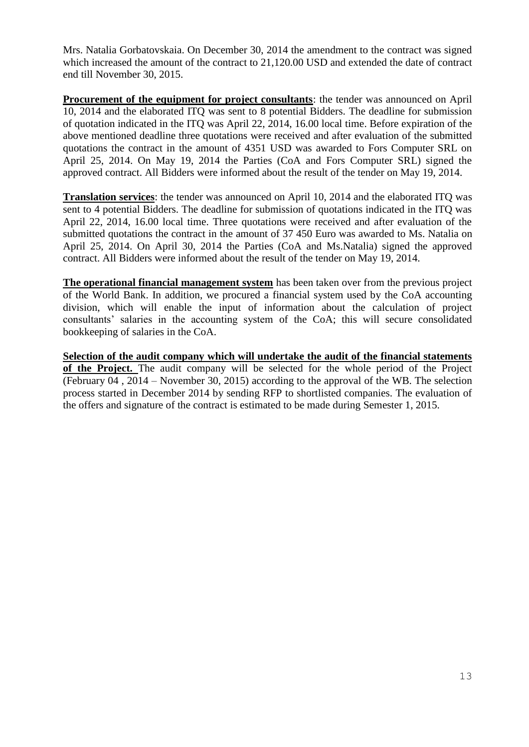Mrs. Natalia Gorbatovskaia. On December 30, 2014 the amendment to the contract was signed which increased the amount of the contract to 21,120.00 USD and extended the date of contract end till November 30, 2015.

**Procurement of the equipment for project consultants**: the tender was announced on April 10, 2014 and the elaborated ITQ was sent to 8 potential Bidders. The deadline for submission of quotation indicated in the ITQ was April 22, 2014, 16.00 local time. Before expiration of the above mentioned deadline three quotations were received and after evaluation of the submitted quotations the contract in the amount of 4351 USD was awarded to Fors Computer SRL on April 25, 2014. On May 19, 2014 the Parties (CoA and Fors Computer SRL) signed the approved contract. All Bidders were informed about the result of the tender on May 19, 2014.

**Translation services**: the tender was announced on April 10, 2014 and the elaborated ITQ was sent to 4 potential Bidders. The deadline for submission of quotations indicated in the ITQ was April 22, 2014, 16.00 local time. Three quotations were received and after evaluation of the submitted quotations the contract in the amount of 37 450 Euro was awarded to Ms. Natalia on April 25, 2014. On April 30, 2014 the Parties (CoA and Ms.Natalia) signed the approved contract. All Bidders were informed about the result of the tender on May 19, 2014.

**The operational financial management system** has been taken over from the previous project of the World Bank. In addition, we procured a financial system used by the CoA accounting division, which will enable the input of information about the calculation of project consultants' salaries in the accounting system of the CoA; this will secure consolidated bookkeeping of salaries in the CoA.

**Selection of the audit company which will undertake the audit of the financial statements of the Project.** The audit company will be selected for the whole period of the Project (February 04 , 2014 – November 30, 2015) according to the approval of the WB. The selection process started in December 2014 by sending RFP to shortlisted companies. The evaluation of the offers and signature of the contract is estimated to be made during Semester 1, 2015.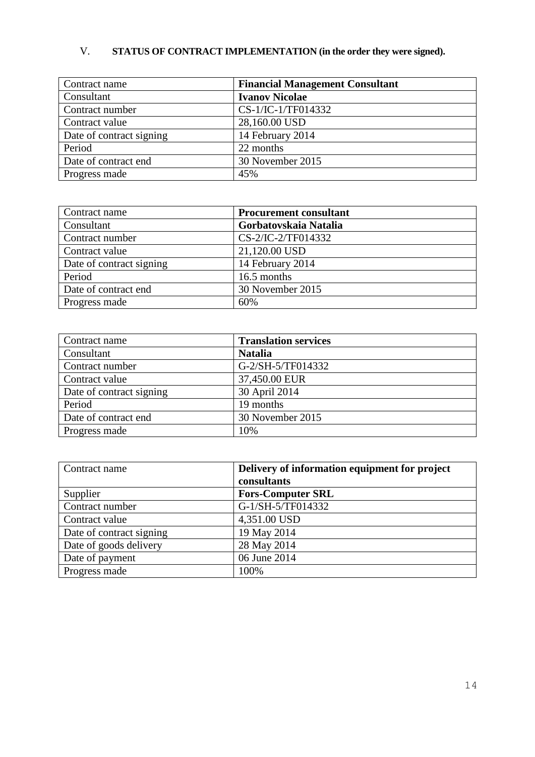## V. STATUS OF CONTRACT IMPLEMENTATION (in the order they were signed).

| Contract name | **Financial Management Consultant** |
|---|---|
| Consultant | **Ivanov Nicolae** |
| Contract number | CS-1/IC-1/TF014332 |
| Contract value | 28,160.00 USD |
| Date of contract signing | 14 February 2014 |
| Period | 22 months |
| Date of contract end | 30 November 2015 |
| Progress made | 45% |

| Contract name | **Procurement consultant** |
|---|---|
| Consultant | **Gorbatovskaia Natalia** |
| Contract number | CS-2/IC-2/TF014332 |
| Contract value | 21,120.00 USD |
| Date of contract signing | 14 February 2014 |
| Period | 16.5 months |
| Date of contract end | 30 November 2015 |
| Progress made | 60% |

| Contract name | **Translation services** |
|---|---|
| Consultant | **Natalia** |
| Contract number | G-2/SH-5/TF014332 |
| Contract value | 37,450.00 EUR |
| Date of contract signing | 30 April 2014 |
| Period | 19 months |
| Date of contract end | 30 November 2015 |
| Progress made | 10% |

| Contract name | **Delivery of information equipment for project consultants** |
|---|---|
| Supplier | **Fors-Computer SRL** |
| Contract number | G-1/SH-5/TF014332 |
| Contract value | 4,351.00 USD |
| Date of contract signing | 19 May 2014 |
| Date of goods delivery | 28 May 2014 |
| Date of payment | 06 June 2014 |
| Progress made | 100% |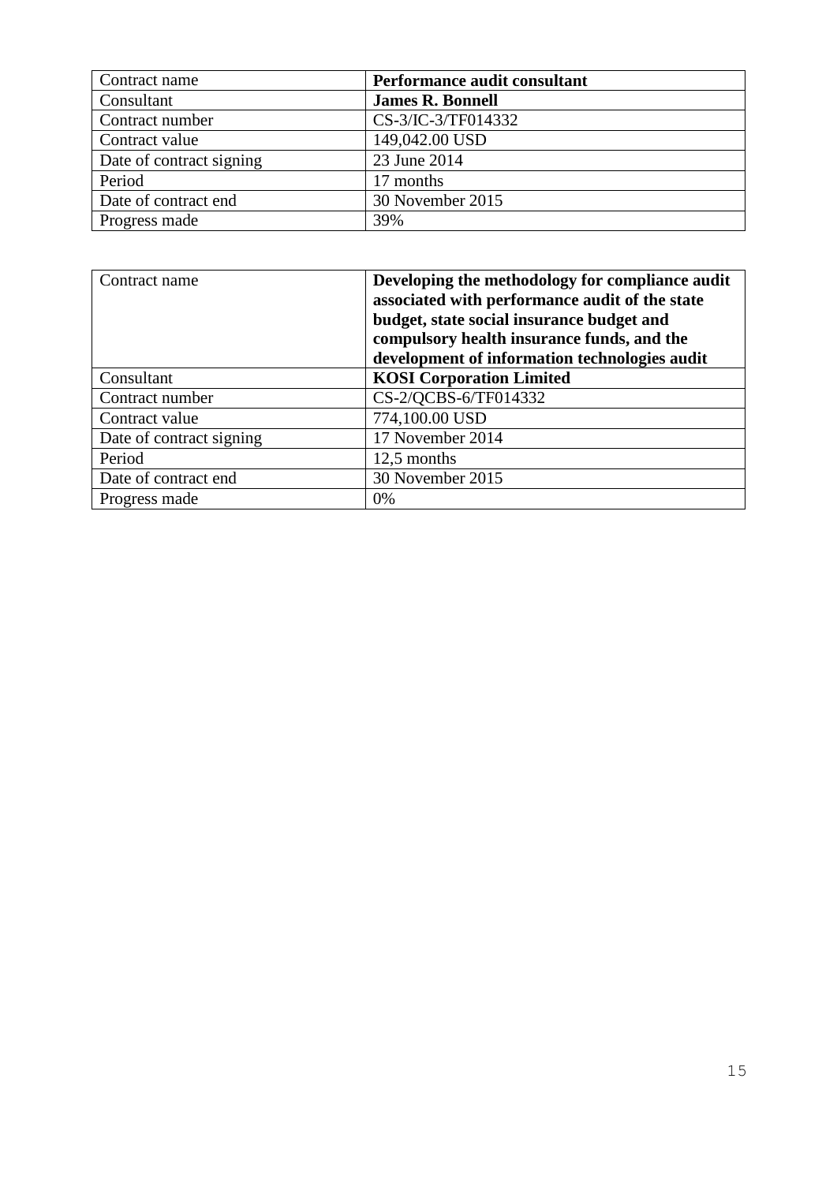| Contract name | **Performance audit consultant** |
| --- | --- |
| Consultant | **James R. Bonnell** |
| Contract number | CS-3/IC-3/TF014332 |
| Contract value | 149,042.00 USD |
| Date of contract signing | 23 June 2014 |
| Period | 17 months |
| Date of contract end | 30 November 2015 |
| Progress made | 39% |

| Contract name | **Developing the methodology for compliance audit associated with performance audit of the state budget, state social insurance budget and compulsory health insurance funds, and the development of information technologies audit** |
| --- | --- |
| Consultant | **KOSI Corporation Limited** |
| Contract number | CS-2/QCBS-6/TF014332 |
| Contract value | 774,100.00 USD |
| Date of contract signing | 17 November 2014 |
| Period | 12,5 months |
| Date of contract end | 30 November 2015 |
| Progress made | 0% |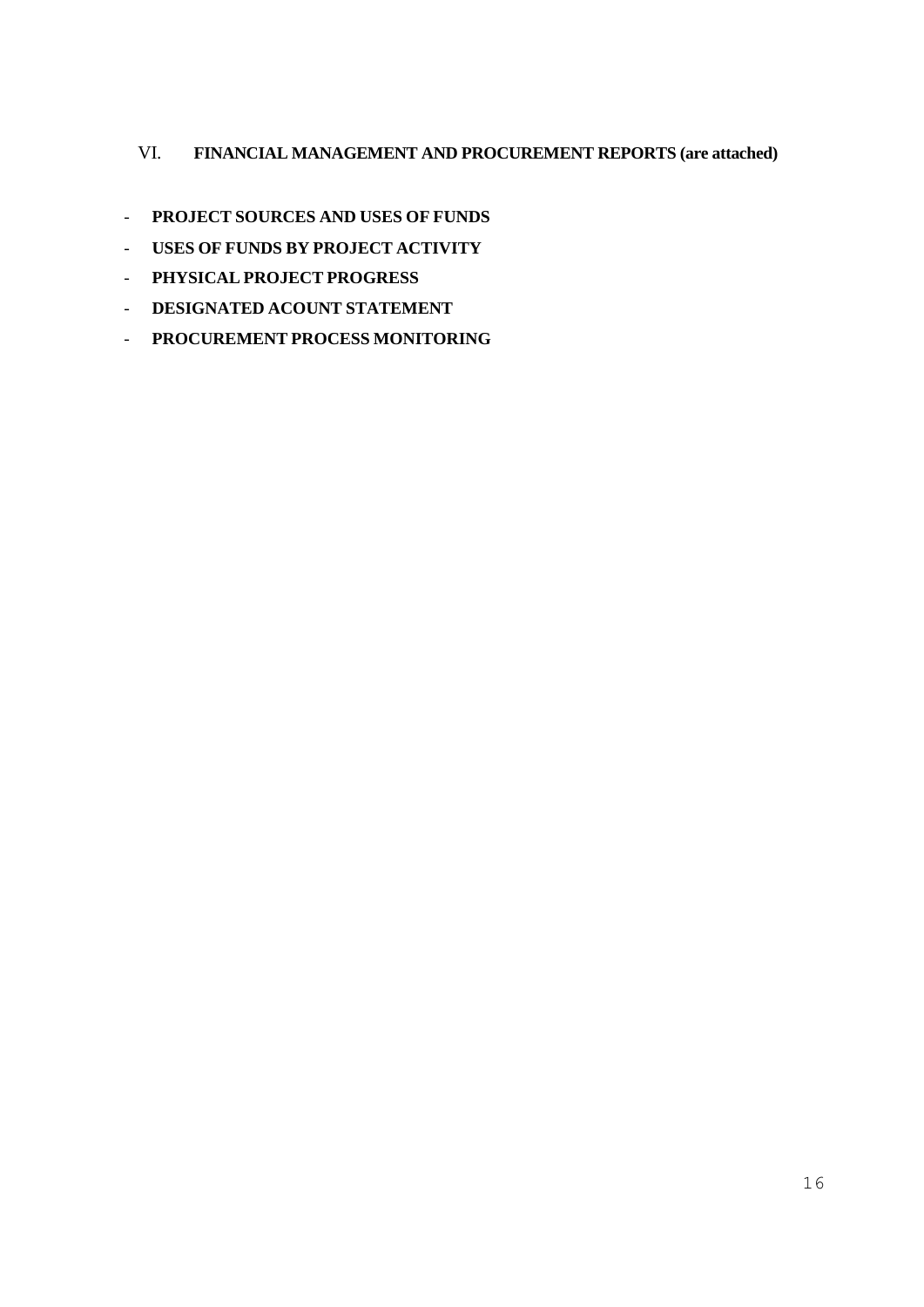## VI. FINANCIAL MANAGEMENT AND PROCUREMENT REPORTS (are attached)

- **PROJECT SOURCES AND USES OF FUNDS**
- **USES OF FUNDS BY PROJECT ACTIVITY**
- **PHYSICAL PROJECT PROGRESS**
- **DESIGNATED ACOUNT STATEMENT**
- **PROCUREMENT PROCESS MONITORING**